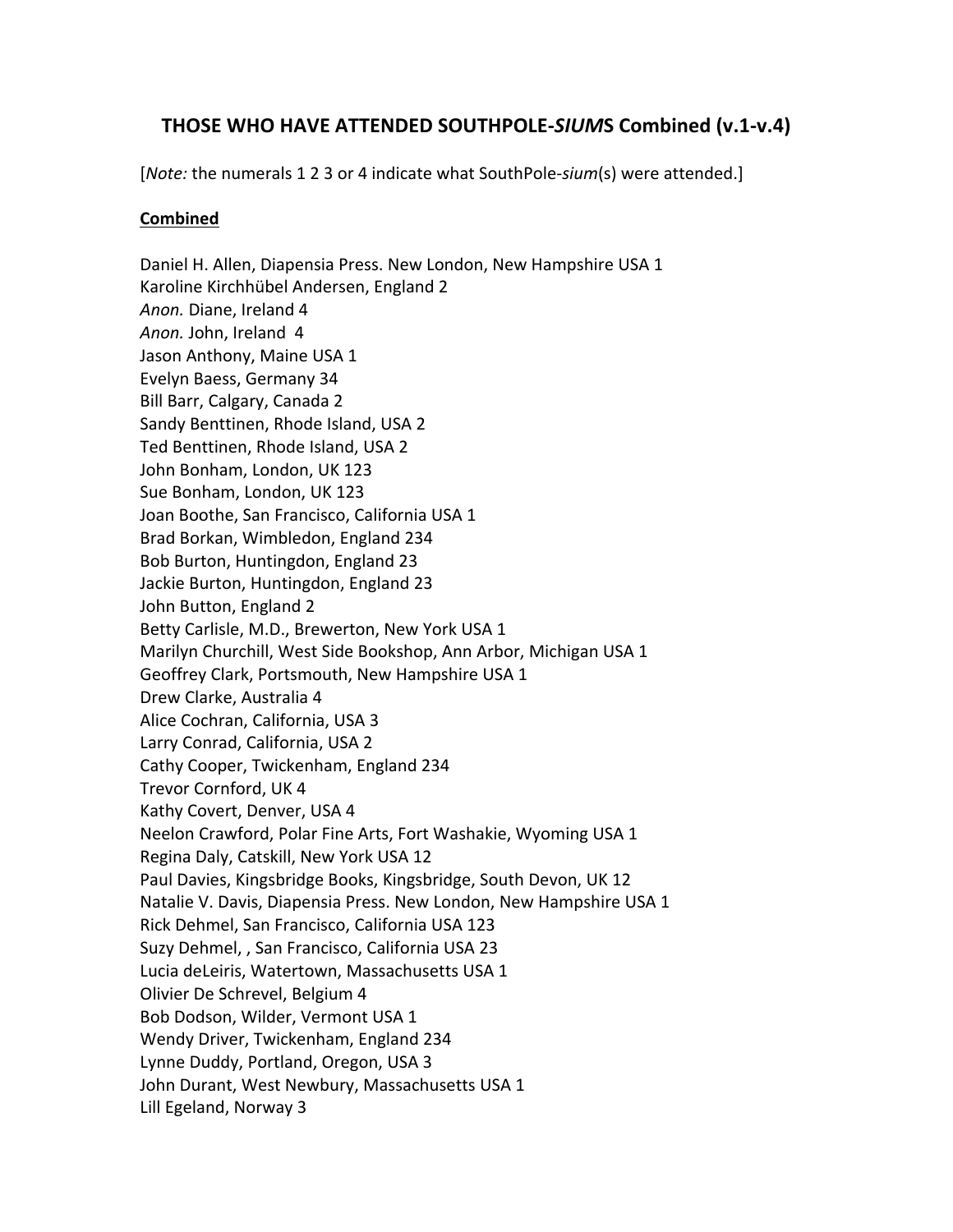# THOSE WHO HAVE ATTENDED SOUTHPOLE-*SIUM*S Combined (v.1-v.4)

[*Note:* the numerals 1 2 3 or 4 indicate what SouthPole-*sium*(s) were attended.]

**<u>Combined</u>**

Daniel H. Allen, Diapensia Press. New London, New Hampshire USA 1
Karoline Kirchhübel Andersen, England 2
*Anon.* Diane, Ireland 4
*Anon.* John, Ireland 4
Jason Anthony, Maine USA 1
Evelyn Baess, Germany 34
Bill Barr, Calgary, Canada 2
Sandy Benttinen, Rhode Island, USA 2
Ted Benttinen, Rhode Island, USA 2
John Bonham, London, UK 123
Sue Bonham, London, UK 123
Joan Boothe, San Francisco, California USA 1
Brad Borkan, Wimbledon, England 234
Bob Burton, Huntingdon, England 23
Jackie Burton, Huntingdon, England 23
John Button, England 2
Betty Carlisle, M.D., Brewerton, New York USA 1
Marilyn Churchill, West Side Bookshop, Ann Arbor, Michigan USA 1
Geoffrey Clark, Portsmouth, New Hampshire USA 1
Drew Clarke, Australia 4
Alice Cochran, California, USA 3
Larry Conrad, California, USA 2
Cathy Cooper, Twickenham, England 234
Trevor Cornford, UK 4
Kathy Covert, Denver, USA 4
Neelon Crawford, Polar Fine Arts, Fort Washakie, Wyoming USA 1
Regina Daly, Catskill, New York USA 12
Paul Davies, Kingsbridge Books, Kingsbridge, South Devon, UK 12
Natalie V. Davis, Diapensia Press. New London, New Hampshire USA 1
Rick Dehmel, San Francisco, California USA 123
Suzy Dehmel, , San Francisco, California USA 23
Lucia deLeiris, Watertown, Massachusetts USA 1
Olivier De Schrevel, Belgium 4
Bob Dodson, Wilder, Vermont USA 1
Wendy Driver, Twickenham, England 234
Lynne Duddy, Portland, Oregon, USA 3
John Durant, West Newbury, Massachusetts USA 1
Lill Egeland, Norway 3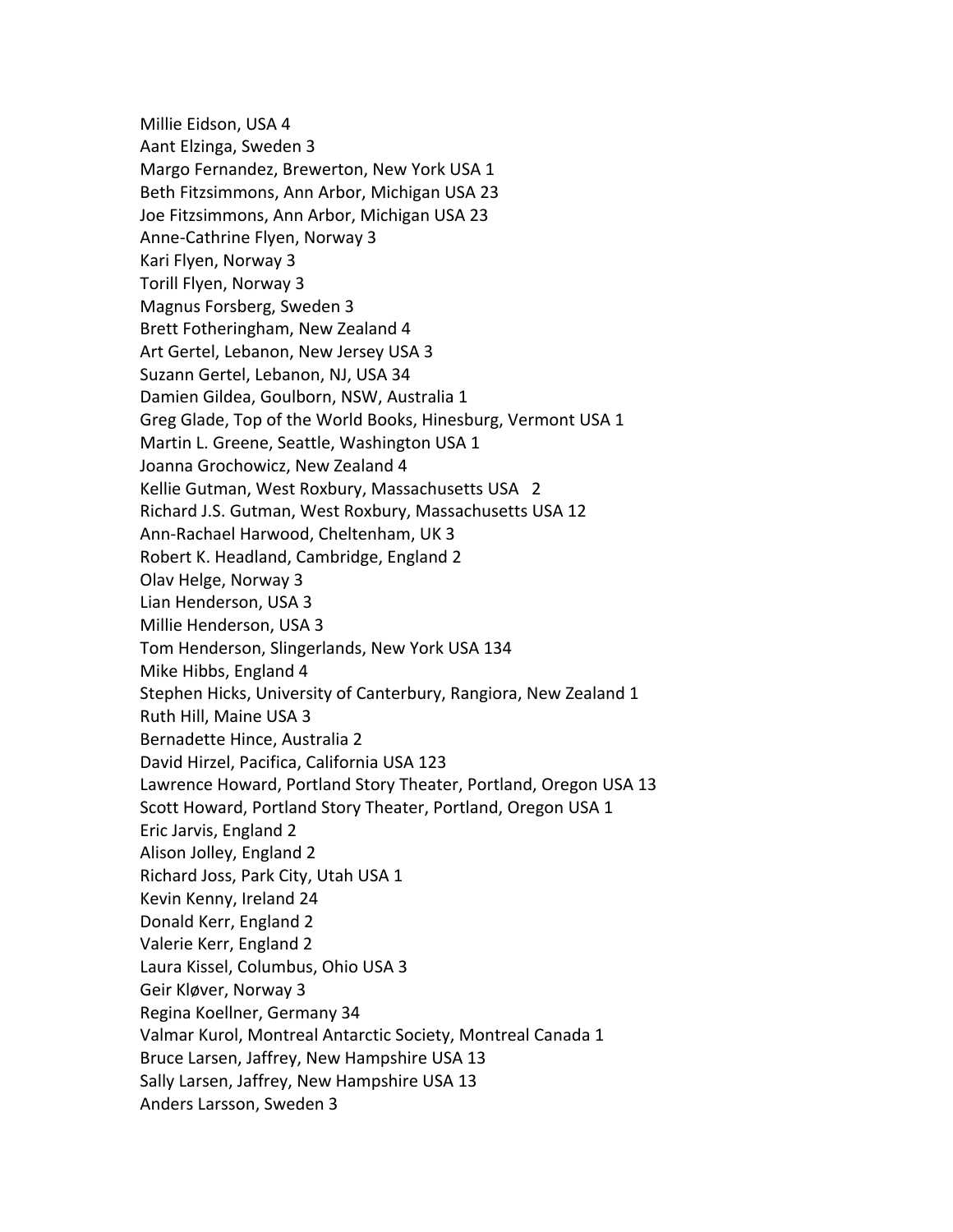Millie Eidson, USA 4
Aant Elzinga, Sweden 3
Margo Fernandez, Brewerton, New York USA 1
Beth Fitzsimmons, Ann Arbor, Michigan USA 23
Joe Fitzsimmons, Ann Arbor, Michigan USA 23
Anne-Cathrine Flyen, Norway 3
Kari Flyen, Norway 3
Torill Flyen, Norway 3
Magnus Forsberg, Sweden 3
Brett Fotheringham, New Zealand 4
Art Gertel, Lebanon, New Jersey USA 3
Suzann Gertel, Lebanon, NJ, USA 34
Damien Gildea, Goulborn, NSW, Australia 1
Greg Glade, Top of the World Books, Hinesburg, Vermont USA 1
Martin L. Greene, Seattle, Washington USA 1
Joanna Grochowicz, New Zealand 4
Kellie Gutman, West Roxbury, Massachusetts USA 2
Richard J.S. Gutman, West Roxbury, Massachusetts USA 12
Ann-Rachael Harwood, Cheltenham, UK 3
Robert K. Headland, Cambridge, England 2
Olav Helge, Norway 3
Lian Henderson, USA 3
Millie Henderson, USA 3
Tom Henderson, Slingerlands, New York USA 134
Mike Hibbs, England 4
Stephen Hicks, University of Canterbury, Rangiora, New Zealand 1
Ruth Hill, Maine USA 3
Bernadette Hince, Australia 2
David Hirzel, Pacifica, California USA 123
Lawrence Howard, Portland Story Theater, Portland, Oregon USA 13
Scott Howard, Portland Story Theater, Portland, Oregon USA 1
Eric Jarvis, England 2
Alison Jolley, England 2
Richard Joss, Park City, Utah USA 1
Kevin Kenny, Ireland 24
Donald Kerr, England 2
Valerie Kerr, England 2
Laura Kissel, Columbus, Ohio USA 3
Geir Kløver, Norway 3
Regina Koellner, Germany 34
Valmar Kurol, Montreal Antarctic Society, Montreal Canada 1
Bruce Larsen, Jaffrey, New Hampshire USA 13
Sally Larsen, Jaffrey, New Hampshire USA 13
Anders Larsson, Sweden 3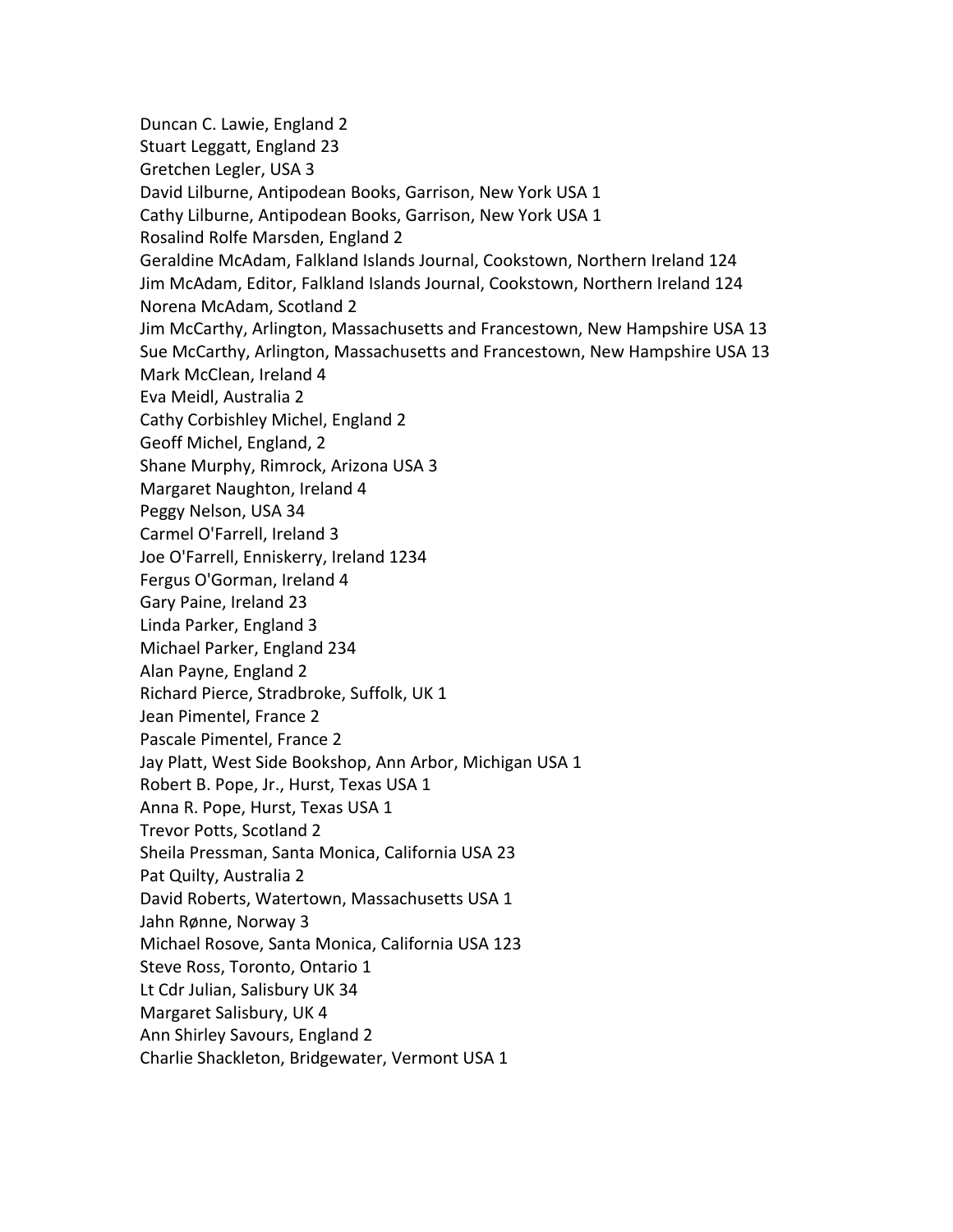Duncan C. Lawie, England 2
Stuart Leggatt, England 23
Gretchen Legler, USA 3
David Lilburne, Antipodean Books, Garrison, New York USA 1
Cathy Lilburne, Antipodean Books, Garrison, New York USA 1
Rosalind Rolfe Marsden, England 2
Geraldine McAdam, Falkland Islands Journal, Cookstown, Northern Ireland 124
Jim McAdam, Editor, Falkland Islands Journal, Cookstown, Northern Ireland 124
Norena McAdam, Scotland 2
Jim McCarthy, Arlington, Massachusetts and Francestown, New Hampshire USA 13
Sue McCarthy, Arlington, Massachusetts and Francestown, New Hampshire USA 13
Mark McClean, Ireland 4
Eva Meidl, Australia 2
Cathy Corbishley Michel, England 2
Geoff Michel, England, 2
Shane Murphy, Rimrock, Arizona USA 3
Margaret Naughton, Ireland 4
Peggy Nelson, USA 34
Carmel O'Farrell, Ireland 3
Joe O'Farrell, Enniskerry, Ireland 1234
Fergus O'Gorman, Ireland 4
Gary Paine, Ireland 23
Linda Parker, England 3
Michael Parker, England 234
Alan Payne, England 2
Richard Pierce, Stradbroke, Suffolk, UK 1
Jean Pimentel, France 2
Pascale Pimentel, France 2
Jay Platt, West Side Bookshop, Ann Arbor, Michigan USA 1
Robert B. Pope, Jr., Hurst, Texas USA 1
Anna R. Pope, Hurst, Texas USA 1
Trevor Potts, Scotland 2
Sheila Pressman, Santa Monica, California USA 23
Pat Quilty, Australia 2
David Roberts, Watertown, Massachusetts USA 1
Jahn Rønne, Norway 3
Michael Rosove, Santa Monica, California USA 123
Steve Ross, Toronto, Ontario 1
Lt Cdr Julian, Salisbury UK 34
Margaret Salisbury, UK 4
Ann Shirley Savours, England 2
Charlie Shackleton, Bridgewater, Vermont USA 1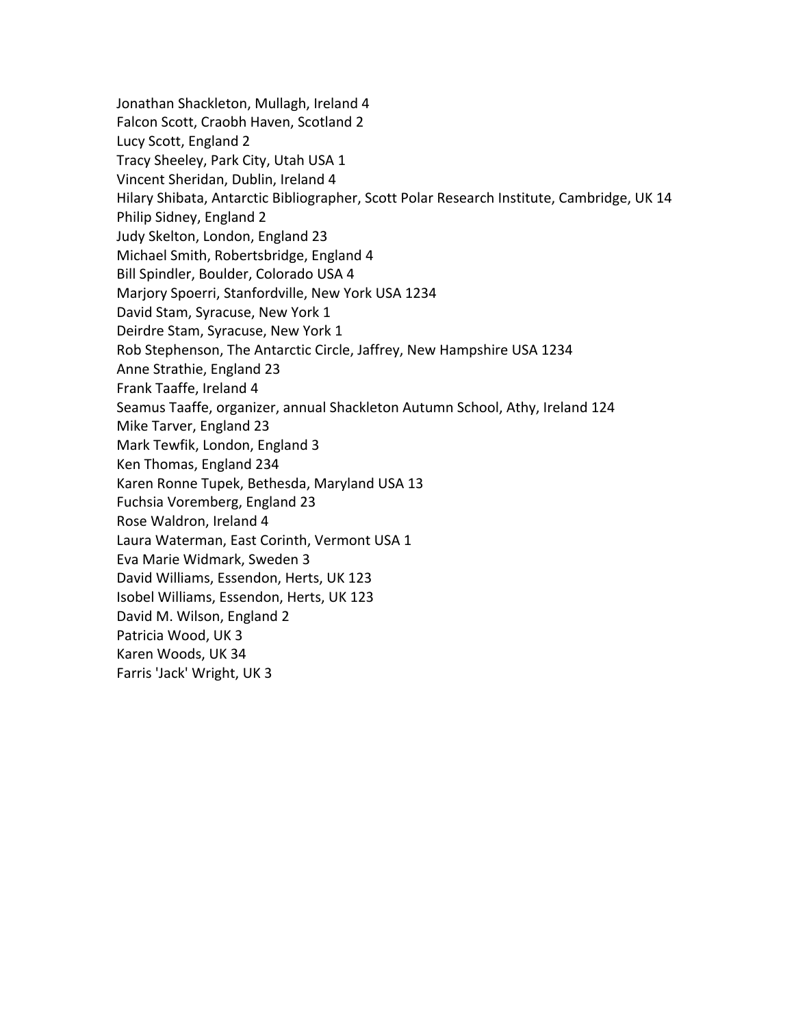Jonathan Shackleton, Mullagh, Ireland 4
Falcon Scott, Craobh Haven, Scotland 2
Lucy Scott, England 2
Tracy Sheeley, Park City, Utah USA 1
Vincent Sheridan, Dublin, Ireland 4
Hilary Shibata, Antarctic Bibliographer, Scott Polar Research Institute, Cambridge, UK 14
Philip Sidney, England 2
Judy Skelton, London, England 23
Michael Smith, Robertsbridge, England 4
Bill Spindler, Boulder, Colorado USA 4
Marjory Spoerri, Stanfordville, New York USA 1234
David Stam, Syracuse, New York 1
Deirdre Stam, Syracuse, New York 1
Rob Stephenson, The Antarctic Circle, Jaffrey, New Hampshire USA 1234
Anne Strathie, England 23
Frank Taaffe, Ireland 4
Seamus Taaffe, organizer, annual Shackleton Autumn School, Athy, Ireland 124
Mike Tarver, England 23
Mark Tewfik, London, England 3
Ken Thomas, England 234
Karen Ronne Tupek, Bethesda, Maryland USA 13
Fuchsia Voremberg, England 23
Rose Waldron, Ireland 4
Laura Waterman, East Corinth, Vermont USA 1
Eva Marie Widmark, Sweden 3
David Williams, Essendon, Herts, UK 123
Isobel Williams, Essendon, Herts, UK 123
David M. Wilson, England 2
Patricia Wood, UK 3
Karen Woods, UK 34
Farris 'Jack' Wright, UK 3